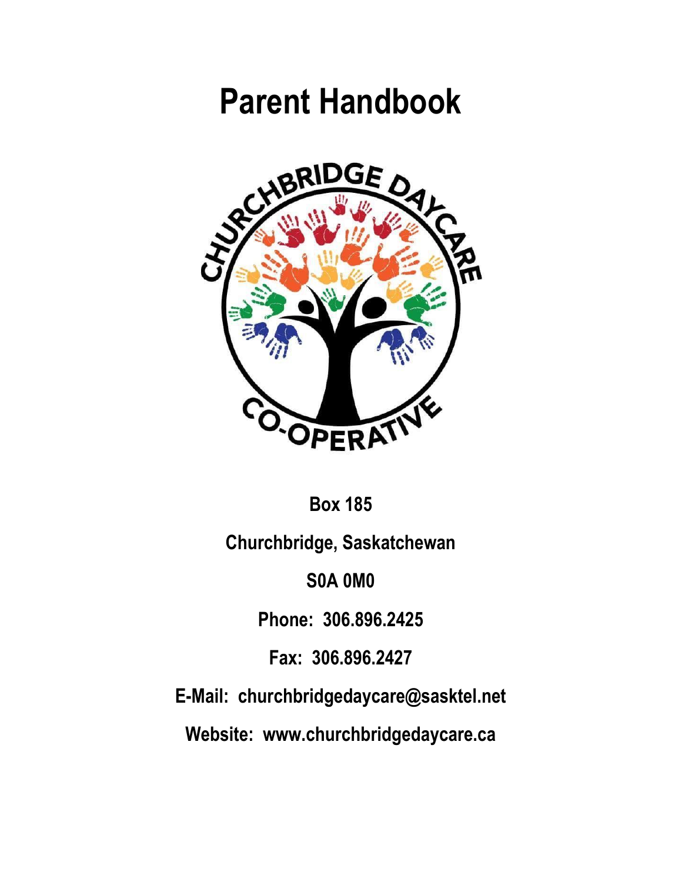# Parent Handbook

**Box 185**

**Churchbridge, Saskatchewan**

**S0A 0M0**

**Phone: 306.896.2425**

**Fax: 306.896.2427**

**E-Mail: churchbridgedaycare@sasktel.net**

**Website: www.churchbridgedaycare.ca**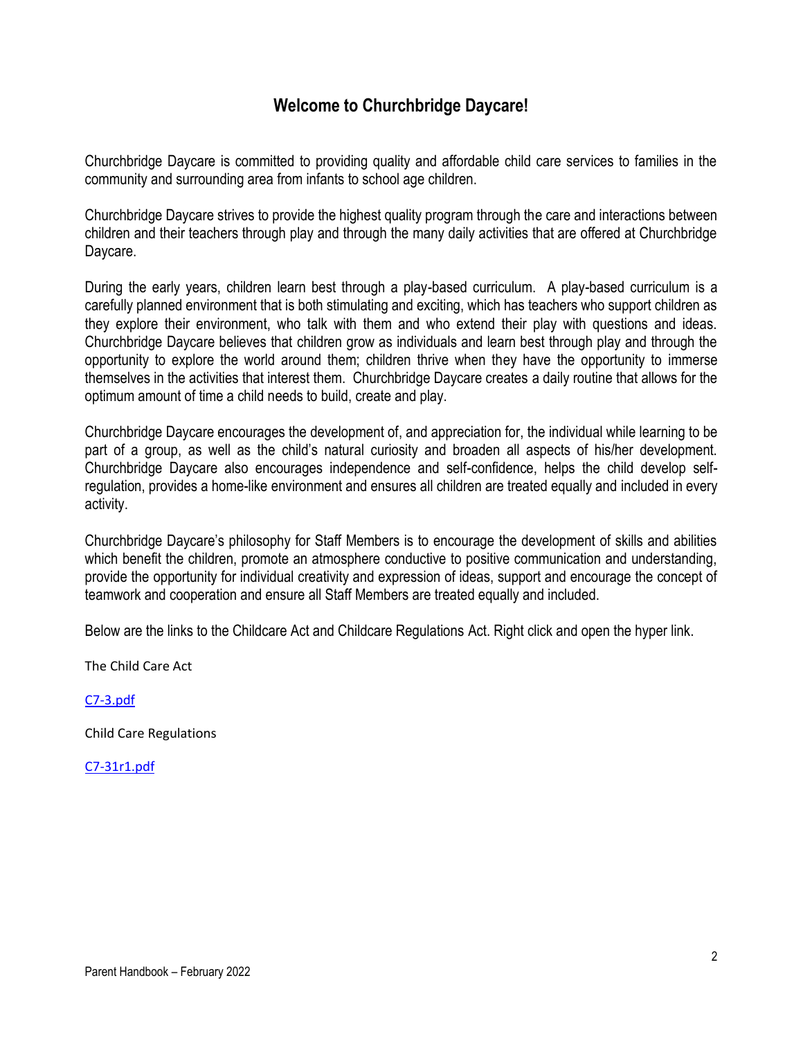## Welcome to Churchbridge Daycare!

Churchbridge Daycare is committed to providing quality and affordable child care services to families in the community and surrounding area from infants to school age children.

Churchbridge Daycare strives to provide the highest quality program through the care and interactions between children and their teachers through play and through the many daily activities that are offered at Churchbridge Daycare.

During the early years, children learn best through a play-based curriculum. A play-based curriculum is a carefully planned environment that is both stimulating and exciting, which has teachers who support children as they explore their environment, who talk with them and who extend their play with questions and ideas. Churchbridge Daycare believes that children grow as individuals and learn best through play and through the opportunity to explore the world around them; children thrive when they have the opportunity to immerse themselves in the activities that interest them. Churchbridge Daycare creates a daily routine that allows for the optimum amount of time a child needs to build, create and play.

Churchbridge Daycare encourages the development of, and appreciation for, the individual while learning to be part of a group, as well as the child's natural curiosity and broaden all aspects of his/her development. Churchbridge Daycare also encourages independence and self-confidence, helps the child develop self-regulation, provides a home-like environment and ensures all children are treated equally and included in every activity.

Churchbridge Daycare's philosophy for Staff Members is to encourage the development of skills and abilities which benefit the children, promote an atmosphere conductive to positive communication and understanding, provide the opportunity for individual creativity and expression of ideas, support and encourage the concept of teamwork and cooperation and ensure all Staff Members are treated equally and included.

Below are the links to the Childcare Act and Childcare Regulations Act. Right click and open the hyper link.

The Child Care Act

C7-3.pdf

Child Care Regulations

C7-31r1.pdf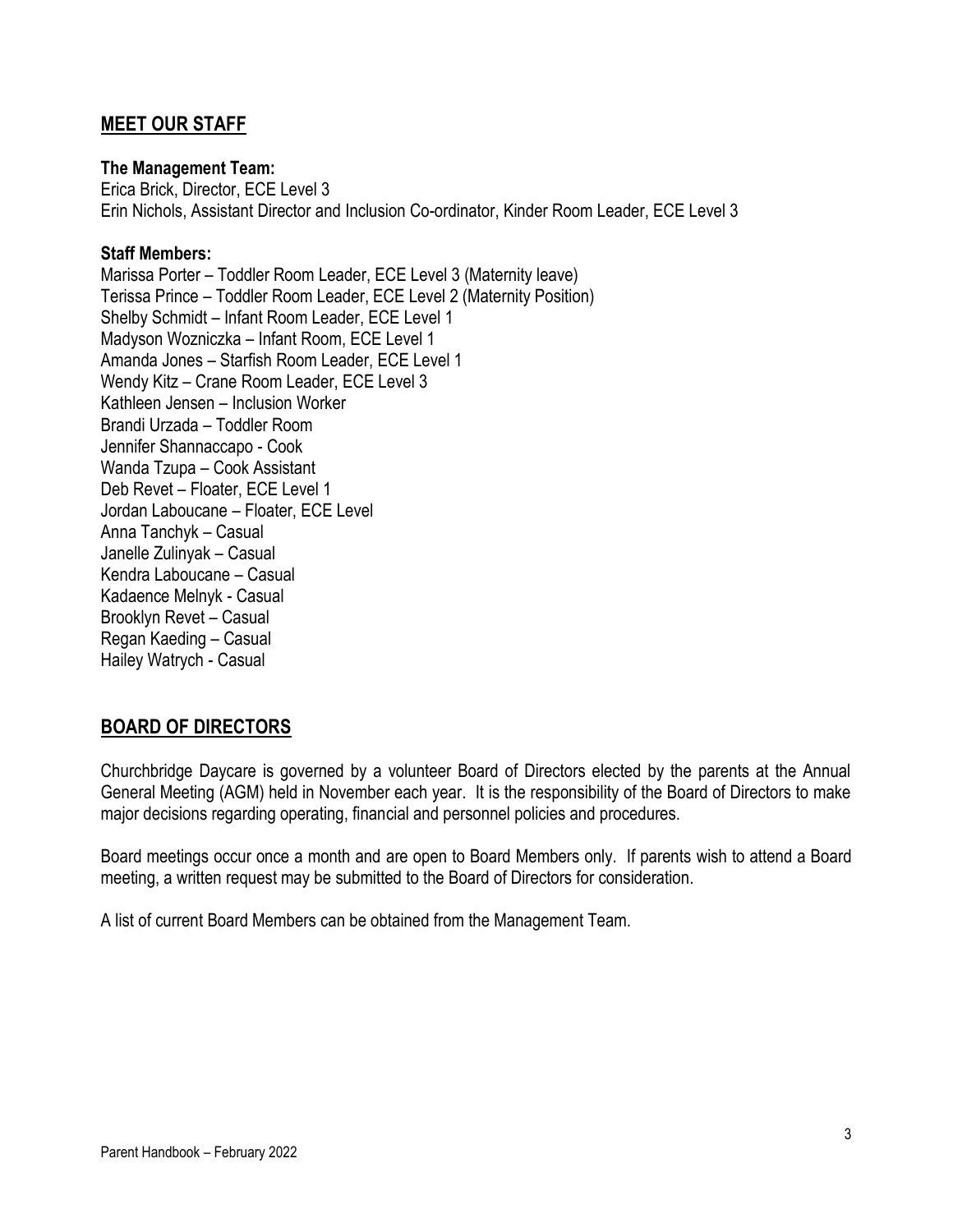## MEET OUR STAFF

**The Management Team:**
Erica Brick, Director, ECE Level 3
Erin Nichols, Assistant Director and Inclusion Co-ordinator, Kinder Room Leader, ECE Level 3

**Staff Members:**
Marissa Porter – Toddler Room Leader, ECE Level 3 (Maternity leave)
Terissa Prince – Toddler Room Leader, ECE Level 2 (Maternity Position)
Shelby Schmidt – Infant Room Leader, ECE Level 1
Madyson Wozniczka – Infant Room, ECE Level 1
Amanda Jones – Starfish Room Leader, ECE Level 1
Wendy Kitz – Crane Room Leader, ECE Level 3
Kathleen Jensen – Inclusion Worker
Brandi Urzada – Toddler Room
Jennifer Shannaccapo - Cook
Wanda Tzupa – Cook Assistant
Deb Revet – Floater, ECE Level 1
Jordan Laboucane – Floater, ECE Level
Anna Tanchyk – Casual
Janelle Zulinyak – Casual
Kendra Laboucane – Casual
Kadaence Melnyk - Casual
Brooklyn Revet – Casual
Regan Kaeding – Casual
Hailey Watrych - Casual

## BOARD OF DIRECTORS

Churchbridge Daycare is governed by a volunteer Board of Directors elected by the parents at the Annual General Meeting (AGM) held in November each year. It is the responsibility of the Board of Directors to make major decisions regarding operating, financial and personnel policies and procedures.

Board meetings occur once a month and are open to Board Members only. If parents wish to attend a Board meeting, a written request may be submitted to the Board of Directors for consideration.

A list of current Board Members can be obtained from the Management Team.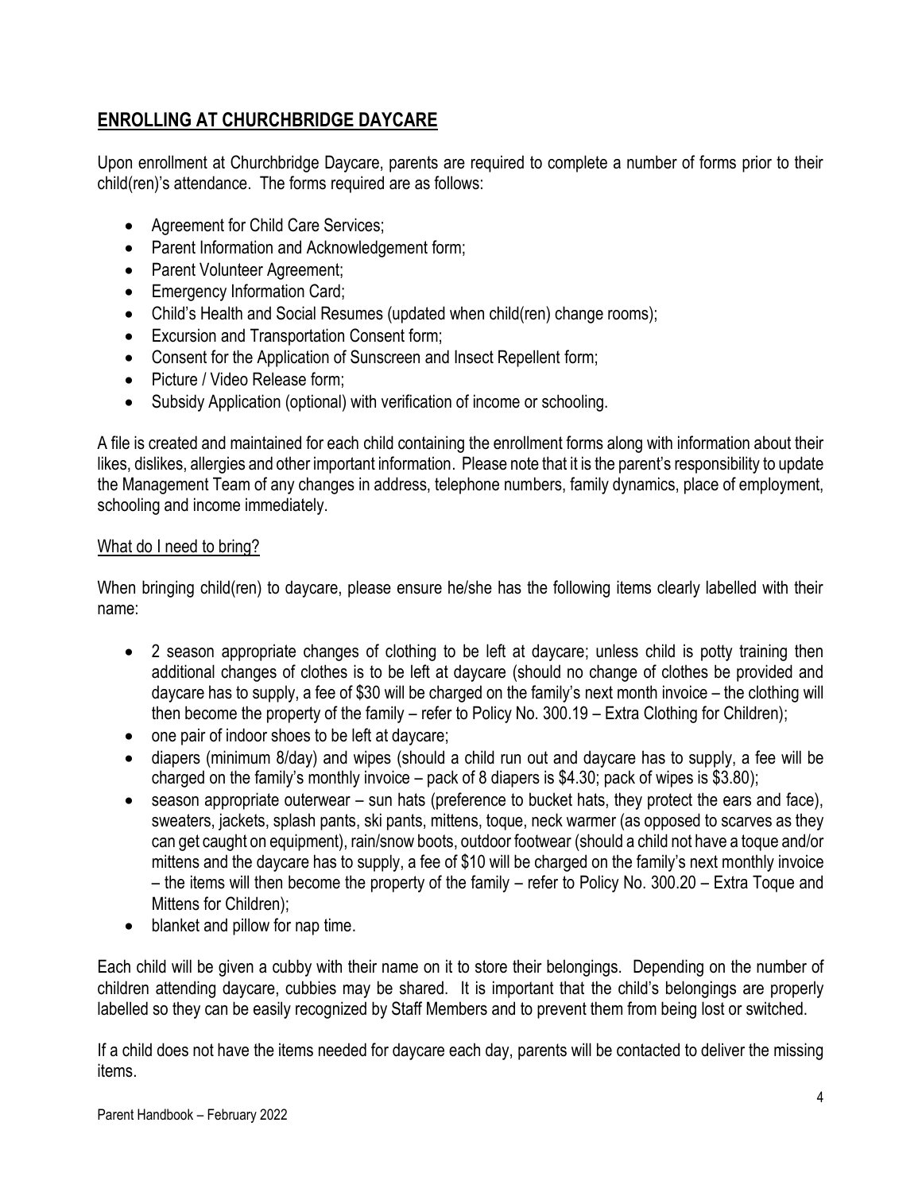## ENROLLING AT CHURCHBRIDGE DAYCARE

Upon enrollment at Churchbridge Daycare, parents are required to complete a number of forms prior to their child(ren)'s attendance. The forms required are as follows:

- Agreement for Child Care Services;
- Parent Information and Acknowledgement form;
- Parent Volunteer Agreement;
- Emergency Information Card;
- Child's Health and Social Resumes (updated when child(ren) change rooms);
- Excursion and Transportation Consent form;
- Consent for the Application of Sunscreen and Insect Repellent form;
- Picture / Video Release form;
- Subsidy Application (optional) with verification of income or schooling.

A file is created and maintained for each child containing the enrollment forms along with information about their likes, dislikes, allergies and other important information. Please note that it is the parent's responsibility to update the Management Team of any changes in address, telephone numbers, family dynamics, place of employment, schooling and income immediately.

### What do I need to bring?

When bringing child(ren) to daycare, please ensure he/she has the following items clearly labelled with their name:

- 2 season appropriate changes of clothing to be left at daycare; unless child is potty training then additional changes of clothes is to be left at daycare (should no change of clothes be provided and daycare has to supply, a fee of $30 will be charged on the family's next month invoice – the clothing will then become the property of the family – refer to Policy No. 300.19 – Extra Clothing for Children);
- one pair of indoor shoes to be left at daycare;
- diapers (minimum 8/day) and wipes (should a child run out and daycare has to supply, a fee will be charged on the family's monthly invoice – pack of 8 diapers is $4.30; pack of wipes is $3.80);
- season appropriate outerwear – sun hats (preference to bucket hats, they protect the ears and face), sweaters, jackets, splash pants, ski pants, mittens, toque, neck warmer (as opposed to scarves as they can get caught on equipment), rain/snow boots, outdoor footwear (should a child not have a toque and/or mittens and the daycare has to supply, a fee of $10 will be charged on the family's next monthly invoice – the items will then become the property of the family – refer to Policy No. 300.20 – Extra Toque and Mittens for Children);
- blanket and pillow for nap time.

Each child will be given a cubby with their name on it to store their belongings. Depending on the number of children attending daycare, cubbies may be shared. It is important that the child's belongings are properly labelled so they can be easily recognized by Staff Members and to prevent them from being lost or switched.

If a child does not have the items needed for daycare each day, parents will be contacted to deliver the missing items.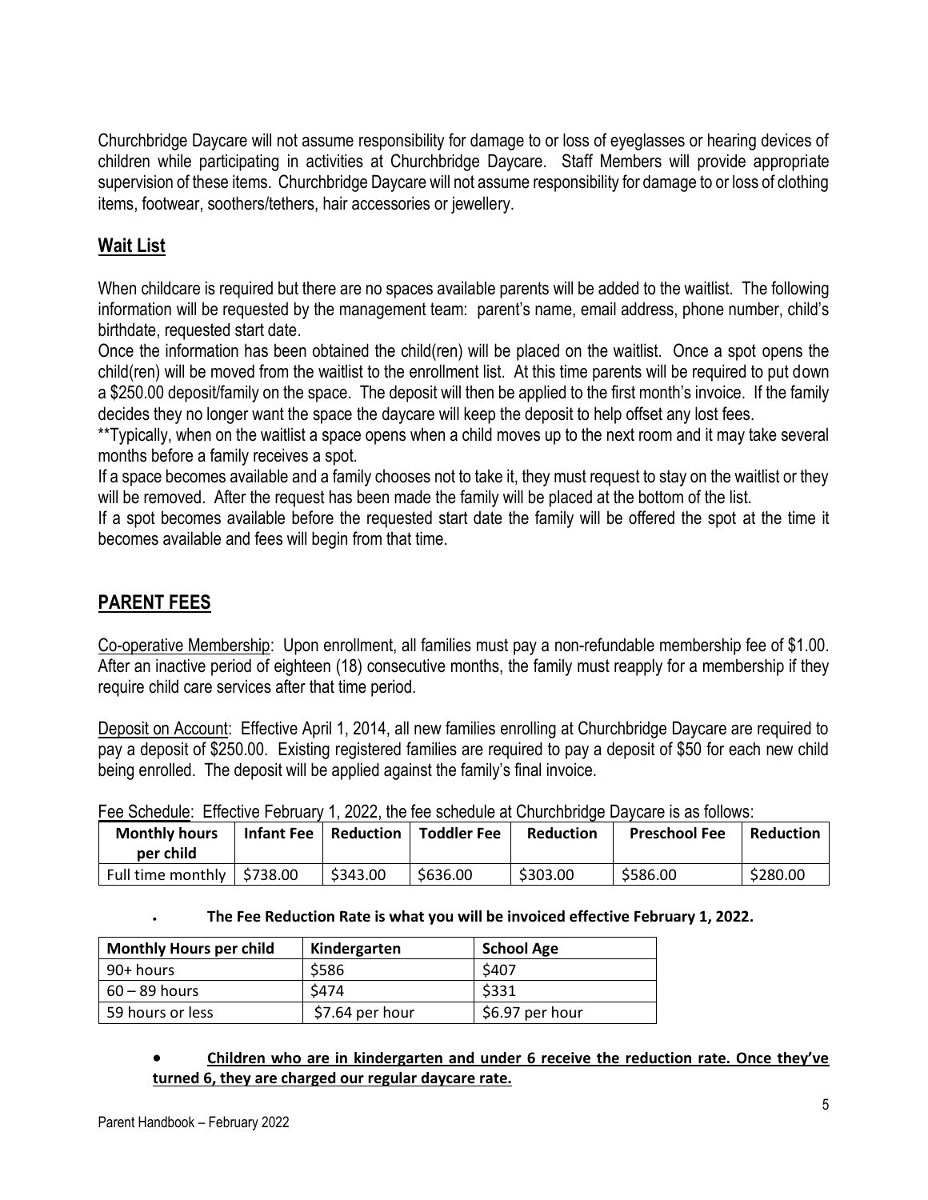Churchbridge Daycare will not assume responsibility for damage to or loss of eyeglasses or hearing devices of children while participating in activities at Churchbridge Daycare. Staff Members will provide appropriate supervision of these items. Churchbridge Daycare will not assume responsibility for damage to or loss of clothing items, footwear, soothers/tethers, hair accessories or jewellery.

## Wait List

When childcare is required but there are no spaces available parents will be added to the waitlist. The following information will be requested by the management team: parent's name, email address, phone number, child's birthdate, requested start date.

Once the information has been obtained the child(ren) will be placed on the waitlist. Once a spot opens the child(ren) will be moved from the waitlist to the enrollment list. At this time parents will be required to put down a $250.00 deposit/family on the space. The deposit will then be applied to the first month's invoice. If the family decides they no longer want the space the daycare will keep the deposit to help offset any lost fees.

**Typically, when on the waitlist a space opens when a child moves up to the next room and it may take several months before a family receives a spot.

If a space becomes available and a family chooses not to take it, they must request to stay on the waitlist or they will be removed. After the request has been made the family will be placed at the bottom of the list.

If a spot becomes available before the requested start date the family will be offered the spot at the time it becomes available and fees will begin from that time.

## PARENT FEES

Co-operative Membership: Upon enrollment, all families must pay a non-refundable membership fee of $1.00. After an inactive period of eighteen (18) consecutive months, the family must reapply for a membership if they require child care services after that time period.

Deposit on Account: Effective April 1, 2014, all new families enrolling at Churchbridge Daycare are required to pay a deposit of $250.00. Existing registered families are required to pay a deposit of $50 for each new child being enrolled. The deposit will be applied against the family's final invoice.

Fee Schedule: Effective February 1, 2022, the fee schedule at Churchbridge Daycare is as follows:

| Monthly hours per child | Infant Fee | Reduction | Toddler Fee | Reduction | Preschool Fee | Reduction |
|---|---|---|---|---|---|---|
| Full time monthly | $738.00 | $343.00 | $636.00 | $303.00 | $586.00 | $280.00 |

- **The Fee Reduction Rate is what you will be invoiced effective February 1, 2022.**

| Monthly Hours per child | Kindergarten | School Age |
|---|---|---|
| 90+ hours | $586 | $407 |
| 60 – 89 hours | $474 | $331 |
| 59 hours or less | $7.64 per hour | $6.97 per hour |

- **Children who are in kindergarten and under 6 receive the reduction rate. Once they've turned 6, they are charged our regular daycare rate.**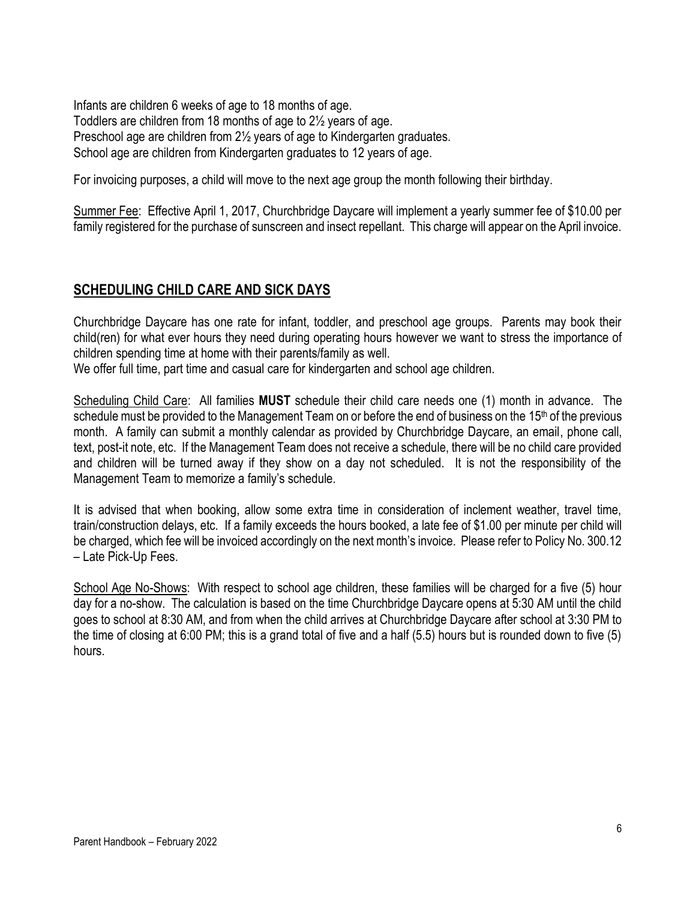Infants are children 6 weeks of age to 18 months of age.
Toddlers are children from 18 months of age to 2½ years of age.
Preschool age are children from 2½ years of age to Kindergarten graduates.
School age are children from Kindergarten graduates to 12 years of age.

For invoicing purposes, a child will move to the next age group the month following their birthday.

Summer Fee: Effective April 1, 2017, Churchbridge Daycare will implement a yearly summer fee of $10.00 per family registered for the purchase of sunscreen and insect repellant. This charge will appear on the April invoice.

## SCHEDULING CHILD CARE AND SICK DAYS

Churchbridge Daycare has one rate for infant, toddler, and preschool age groups. Parents may book their child(ren) for what ever hours they need during operating hours however we want to stress the importance of children spending time at home with their parents/family as well.
We offer full time, part time and casual care for kindergarten and school age children.

Scheduling Child Care: All families **MUST** schedule their child care needs one (1) month in advance. The schedule must be provided to the Management Team on or before the end of business on the 15th of the previous month. A family can submit a monthly calendar as provided by Churchbridge Daycare, an email, phone call, text, post-it note, etc. If the Management Team does not receive a schedule, there will be no child care provided and children will be turned away if they show on a day not scheduled. It is not the responsibility of the Management Team to memorize a family's schedule.

It is advised that when booking, allow some extra time in consideration of inclement weather, travel time, train/construction delays, etc. If a family exceeds the hours booked, a late fee of $1.00 per minute per child will be charged, which fee will be invoiced accordingly on the next month's invoice. Please refer to Policy No. 300.12 – Late Pick-Up Fees.

School Age No-Shows: With respect to school age children, these families will be charged for a five (5) hour day for a no-show. The calculation is based on the time Churchbridge Daycare opens at 5:30 AM until the child goes to school at 8:30 AM, and from when the child arrives at Churchbridge Daycare after school at 3:30 PM to the time of closing at 6:00 PM; this is a grand total of five and a half (5.5) hours but is rounded down to five (5) hours.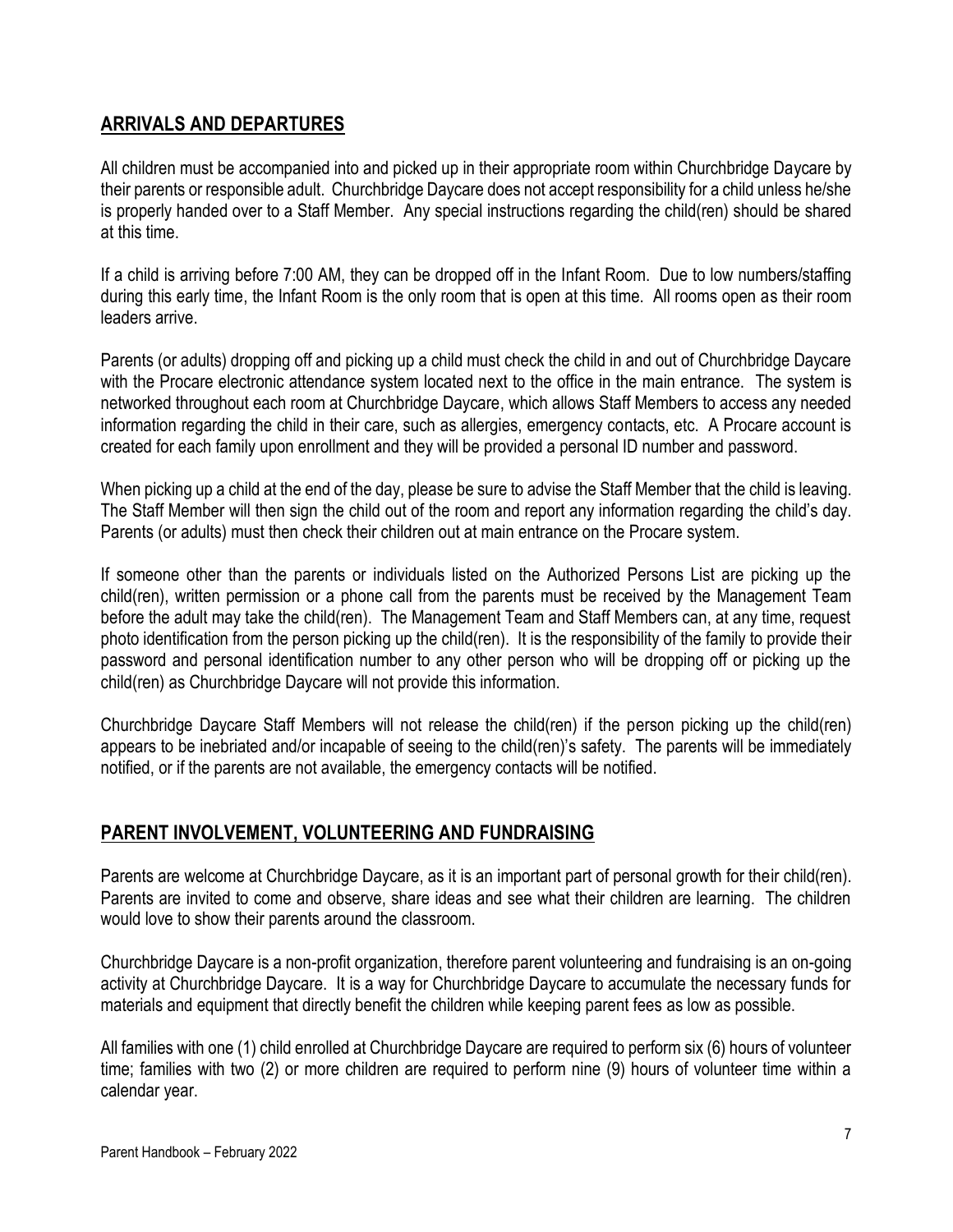## ARRIVALS AND DEPARTURES

All children must be accompanied into and picked up in their appropriate room within Churchbridge Daycare by their parents or responsible adult. Churchbridge Daycare does not accept responsibility for a child unless he/she is properly handed over to a Staff Member. Any special instructions regarding the child(ren) should be shared at this time.

If a child is arriving before 7:00 AM, they can be dropped off in the Infant Room. Due to low numbers/staffing during this early time, the Infant Room is the only room that is open at this time. All rooms open as their room leaders arrive.

Parents (or adults) dropping off and picking up a child must check the child in and out of Churchbridge Daycare with the Procare electronic attendance system located next to the office in the main entrance. The system is networked throughout each room at Churchbridge Daycare, which allows Staff Members to access any needed information regarding the child in their care, such as allergies, emergency contacts, etc. A Procare account is created for each family upon enrollment and they will be provided a personal ID number and password.

When picking up a child at the end of the day, please be sure to advise the Staff Member that the child is leaving. The Staff Member will then sign the child out of the room and report any information regarding the child's day. Parents (or adults) must then check their children out at main entrance on the Procare system.

If someone other than the parents or individuals listed on the Authorized Persons List are picking up the child(ren), written permission or a phone call from the parents must be received by the Management Team before the adult may take the child(ren). The Management Team and Staff Members can, at any time, request photo identification from the person picking up the child(ren). It is the responsibility of the family to provide their password and personal identification number to any other person who will be dropping off or picking up the child(ren) as Churchbridge Daycare will not provide this information.

Churchbridge Daycare Staff Members will not release the child(ren) if the person picking up the child(ren) appears to be inebriated and/or incapable of seeing to the child(ren)'s safety. The parents will be immediately notified, or if the parents are not available, the emergency contacts will be notified.

## PARENT INVOLVEMENT, VOLUNTEERING AND FUNDRAISING

Parents are welcome at Churchbridge Daycare, as it is an important part of personal growth for their child(ren). Parents are invited to come and observe, share ideas and see what their children are learning. The children would love to show their parents around the classroom.

Churchbridge Daycare is a non-profit organization, therefore parent volunteering and fundraising is an on-going activity at Churchbridge Daycare. It is a way for Churchbridge Daycare to accumulate the necessary funds for materials and equipment that directly benefit the children while keeping parent fees as low as possible.

All families with one (1) child enrolled at Churchbridge Daycare are required to perform six (6) hours of volunteer time; families with two (2) or more children are required to perform nine (9) hours of volunteer time within a calendar year.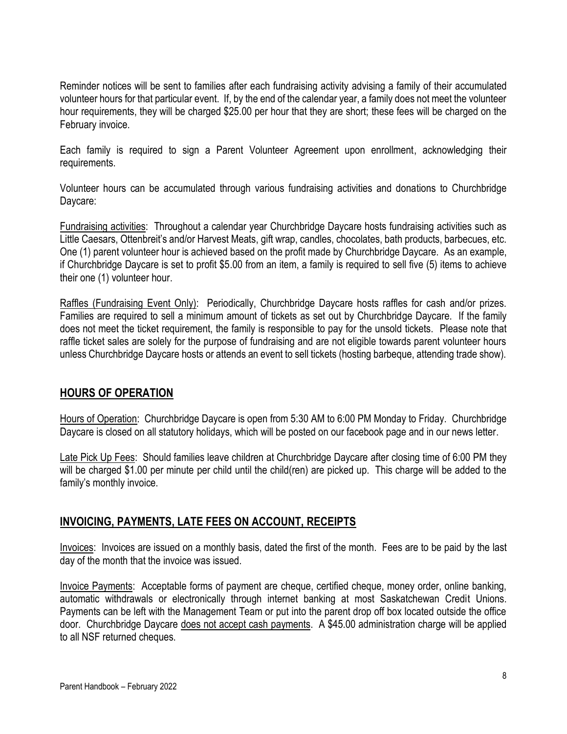Reminder notices will be sent to families after each fundraising activity advising a family of their accumulated volunteer hours for that particular event. If, by the end of the calendar year, a family does not meet the volunteer hour requirements, they will be charged $25.00 per hour that they are short; these fees will be charged on the February invoice.

Each family is required to sign a Parent Volunteer Agreement upon enrollment, acknowledging their requirements.

Volunteer hours can be accumulated through various fundraising activities and donations to Churchbridge Daycare:

Fundraising activities: Throughout a calendar year Churchbridge Daycare hosts fundraising activities such as Little Caesars, Ottenbreit's and/or Harvest Meats, gift wrap, candles, chocolates, bath products, barbecues, etc. One (1) parent volunteer hour is achieved based on the profit made by Churchbridge Daycare. As an example, if Churchbridge Daycare is set to profit $5.00 from an item, a family is required to sell five (5) items to achieve their one (1) volunteer hour.

Raffles (Fundraising Event Only): Periodically, Churchbridge Daycare hosts raffles for cash and/or prizes. Families are required to sell a minimum amount of tickets as set out by Churchbridge Daycare. If the family does not meet the ticket requirement, the family is responsible to pay for the unsold tickets. Please note that raffle ticket sales are solely for the purpose of fundraising and are not eligible towards parent volunteer hours unless Churchbridge Daycare hosts or attends an event to sell tickets (hosting barbeque, attending trade show).

## HOURS OF OPERATION

Hours of Operation: Churchbridge Daycare is open from 5:30 AM to 6:00 PM Monday to Friday. Churchbridge Daycare is closed on all statutory holidays, which will be posted on our facebook page and in our news letter.

Late Pick Up Fees: Should families leave children at Churchbridge Daycare after closing time of 6:00 PM they will be charged $1.00 per minute per child until the child(ren) are picked up. This charge will be added to the family's monthly invoice.

## INVOICING, PAYMENTS, LATE FEES ON ACCOUNT, RECEIPTS

Invoices: Invoices are issued on a monthly basis, dated the first of the month. Fees are to be paid by the last day of the month that the invoice was issued.

Invoice Payments: Acceptable forms of payment are cheque, certified cheque, money order, online banking, automatic withdrawals or electronically through internet banking at most Saskatchewan Credit Unions. Payments can be left with the Management Team or put into the parent drop off box located outside the office door. Churchbridge Daycare does not accept cash payments. A $45.00 administration charge will be applied to all NSF returned cheques.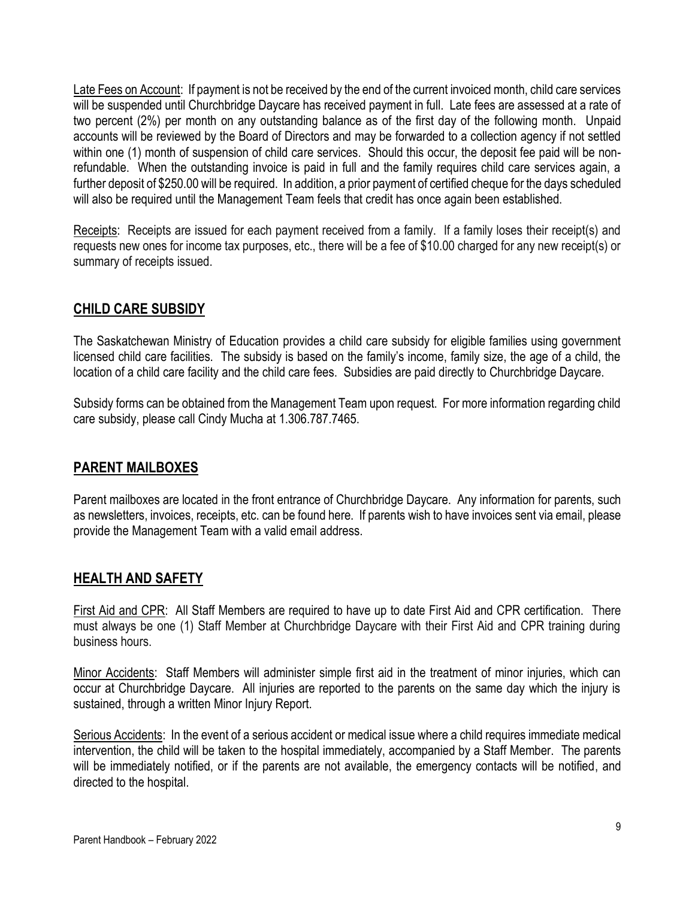Late Fees on Account: If payment is not be received by the end of the current invoiced month, child care services will be suspended until Churchbridge Daycare has received payment in full. Late fees are assessed at a rate of two percent (2%) per month on any outstanding balance as of the first day of the following month. Unpaid accounts will be reviewed by the Board of Directors and may be forwarded to a collection agency if not settled within one (1) month of suspension of child care services. Should this occur, the deposit fee paid will be non-refundable. When the outstanding invoice is paid in full and the family requires child care services again, a further deposit of $250.00 will be required. In addition, a prior payment of certified cheque for the days scheduled will also be required until the Management Team feels that credit has once again been established.

Receipts: Receipts are issued for each payment received from a family. If a family loses their receipt(s) and requests new ones for income tax purposes, etc., there will be a fee of $10.00 charged for any new receipt(s) or summary of receipts issued.

## CHILD CARE SUBSIDY

The Saskatchewan Ministry of Education provides a child care subsidy for eligible families using government licensed child care facilities. The subsidy is based on the family's income, family size, the age of a child, the location of a child care facility and the child care fees. Subsidies are paid directly to Churchbridge Daycare.

Subsidy forms can be obtained from the Management Team upon request. For more information regarding child care subsidy, please call Cindy Mucha at 1.306.787.7465.

## PARENT MAILBOXES

Parent mailboxes are located in the front entrance of Churchbridge Daycare. Any information for parents, such as newsletters, invoices, receipts, etc. can be found here. If parents wish to have invoices sent via email, please provide the Management Team with a valid email address.

## HEALTH AND SAFETY

First Aid and CPR: All Staff Members are required to have up to date First Aid and CPR certification. There must always be one (1) Staff Member at Churchbridge Daycare with their First Aid and CPR training during business hours.

Minor Accidents: Staff Members will administer simple first aid in the treatment of minor injuries, which can occur at Churchbridge Daycare. All injuries are reported to the parents on the same day which the injury is sustained, through a written Minor Injury Report.

Serious Accidents: In the event of a serious accident or medical issue where a child requires immediate medical intervention, the child will be taken to the hospital immediately, accompanied by a Staff Member. The parents will be immediately notified, or if the parents are not available, the emergency contacts will be notified, and directed to the hospital.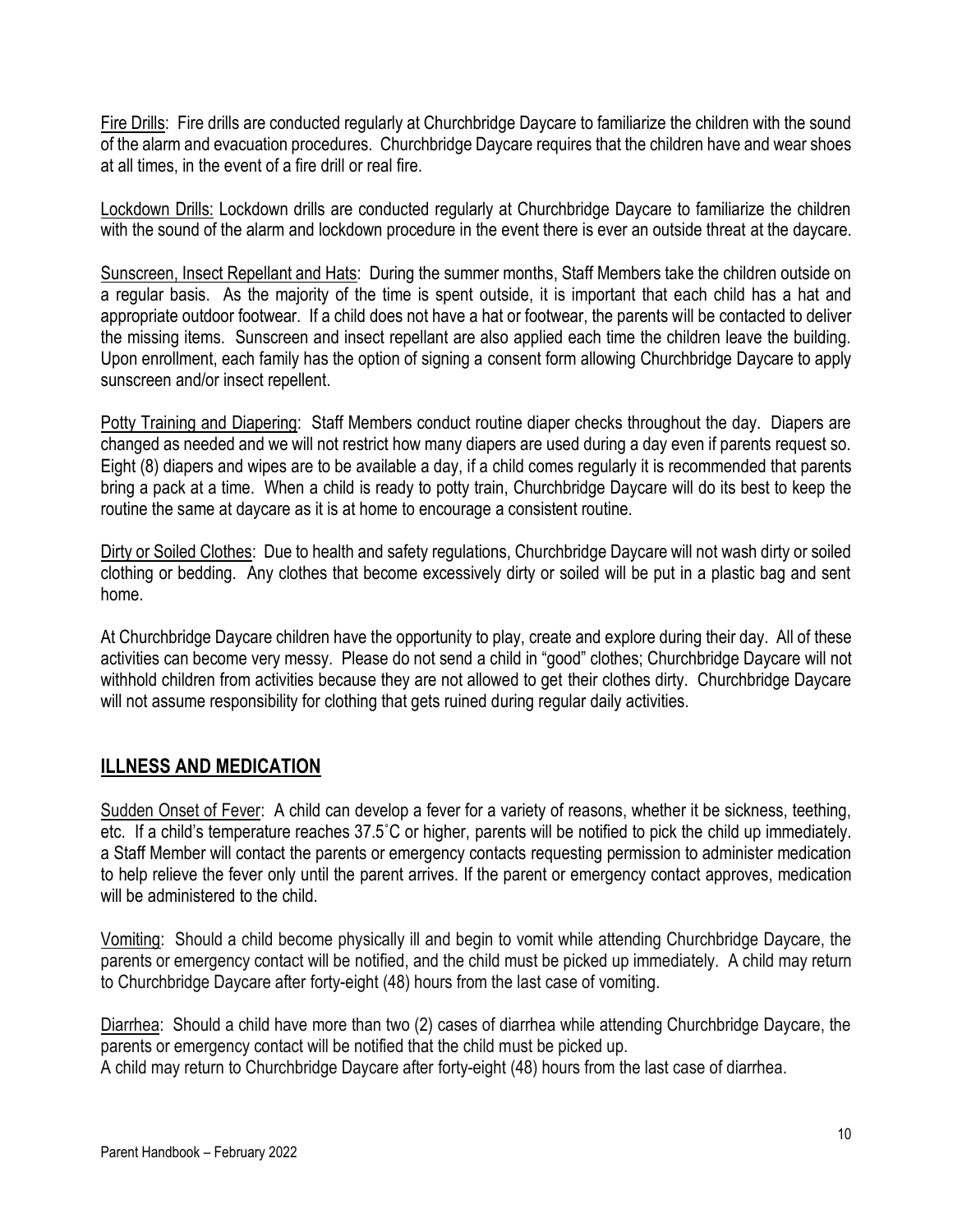Fire Drills: Fire drills are conducted regularly at Churchbridge Daycare to familiarize the children with the sound of the alarm and evacuation procedures. Churchbridge Daycare requires that the children have and wear shoes at all times, in the event of a fire drill or real fire.

Lockdown Drills: Lockdown drills are conducted regularly at Churchbridge Daycare to familiarize the children with the sound of the alarm and lockdown procedure in the event there is ever an outside threat at the daycare.

Sunscreen, Insect Repellant and Hats: During the summer months, Staff Members take the children outside on a regular basis. As the majority of the time is spent outside, it is important that each child has a hat and appropriate outdoor footwear. If a child does not have a hat or footwear, the parents will be contacted to deliver the missing items. Sunscreen and insect repellant are also applied each time the children leave the building. Upon enrollment, each family has the option of signing a consent form allowing Churchbridge Daycare to apply sunscreen and/or insect repellent.

Potty Training and Diapering: Staff Members conduct routine diaper checks throughout the day. Diapers are changed as needed and we will not restrict how many diapers are used during a day even if parents request so. Eight (8) diapers and wipes are to be available a day, if a child comes regularly it is recommended that parents bring a pack at a time. When a child is ready to potty train, Churchbridge Daycare will do its best to keep the routine the same at daycare as it is at home to encourage a consistent routine.

Dirty or Soiled Clothes: Due to health and safety regulations, Churchbridge Daycare will not wash dirty or soiled clothing or bedding. Any clothes that become excessively dirty or soiled will be put in a plastic bag and sent home.

At Churchbridge Daycare children have the opportunity to play, create and explore during their day. All of these activities can become very messy. Please do not send a child in "good" clothes; Churchbridge Daycare will not withhold children from activities because they are not allowed to get their clothes dirty. Churchbridge Daycare will not assume responsibility for clothing that gets ruined during regular daily activities.

## ILLNESS AND MEDICATION

Sudden Onset of Fever: A child can develop a fever for a variety of reasons, whether it be sickness, teething, etc. If a child's temperature reaches 37.5˚C or higher, parents will be notified to pick the child up immediately. a Staff Member will contact the parents or emergency contacts requesting permission to administer medication to help relieve the fever only until the parent arrives. If the parent or emergency contact approves, medication will be administered to the child.

Vomiting: Should a child become physically ill and begin to vomit while attending Churchbridge Daycare, the parents or emergency contact will be notified, and the child must be picked up immediately. A child may return to Churchbridge Daycare after forty-eight (48) hours from the last case of vomiting.

Diarrhea: Should a child have more than two (2) cases of diarrhea while attending Churchbridge Daycare, the parents or emergency contact will be notified that the child must be picked up.
A child may return to Churchbridge Daycare after forty-eight (48) hours from the last case of diarrhea.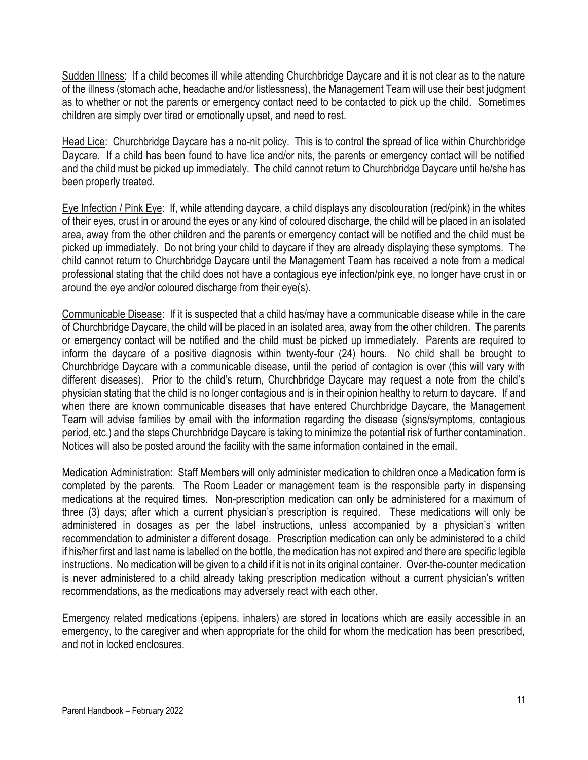<u>Sudden Illness</u>: If a child becomes ill while attending Churchbridge Daycare and it is not clear as to the nature of the illness (stomach ache, headache and/or listlessness), the Management Team will use their best judgment as to whether or not the parents or emergency contact need to be contacted to pick up the child. Sometimes children are simply over tired or emotionally upset, and need to rest.

<u>Head Lice</u>: Churchbridge Daycare has a no-nit policy. This is to control the spread of lice within Churchbridge Daycare. If a child has been found to have lice and/or nits, the parents or emergency contact will be notified and the child must be picked up immediately. The child cannot return to Churchbridge Daycare until he/she has been properly treated.

<u>Eye Infection / Pink Eye</u>: If, while attending daycare, a child displays any discolouration (red/pink) in the whites of their eyes, crust in or around the eyes or any kind of coloured discharge, the child will be placed in an isolated area, away from the other children and the parents or emergency contact will be notified and the child must be picked up immediately. Do not bring your child to daycare if they are already displaying these symptoms. The child cannot return to Churchbridge Daycare until the Management Team has received a note from a medical professional stating that the child does not have a contagious eye infection/pink eye, no longer have crust in or around the eye and/or coloured discharge from their eye(s).

<u>Communicable Disease</u>: If it is suspected that a child has/may have a communicable disease while in the care of Churchbridge Daycare, the child will be placed in an isolated area, away from the other children. The parents or emergency contact will be notified and the child must be picked up immediately. Parents are required to inform the daycare of a positive diagnosis within twenty-four (24) hours. No child shall be brought to Churchbridge Daycare with a communicable disease, until the period of contagion is over (this will vary with different diseases). Prior to the child's return, Churchbridge Daycare may request a note from the child's physician stating that the child is no longer contagious and is in their opinion healthy to return to daycare. If and when there are known communicable diseases that have entered Churchbridge Daycare, the Management Team will advise families by email with the information regarding the disease (signs/symptoms, contagious period, etc.) and the steps Churchbridge Daycare is taking to minimize the potential risk of further contamination. Notices will also be posted around the facility with the same information contained in the email.

<u>Medication Administration</u>: Staff Members will only administer medication to children once a Medication form is completed by the parents. The Room Leader or management team is the responsible party in dispensing medications at the required times. Non-prescription medication can only be administered for a maximum of three (3) days; after which a current physician's prescription is required. These medications will only be administered in dosages as per the label instructions, unless accompanied by a physician's written recommendation to administer a different dosage. Prescription medication can only be administered to a child if his/her first and last name is labelled on the bottle, the medication has not expired and there are specific legible instructions. No medication will be given to a child if it is not in its original container. Over-the-counter medication is never administered to a child already taking prescription medication without a current physician's written recommendations, as the medications may adversely react with each other.

Emergency related medications (epipens, inhalers) are stored in locations which are easily accessible in an emergency, to the caregiver and when appropriate for the child for whom the medication has been prescribed, and not in locked enclosures.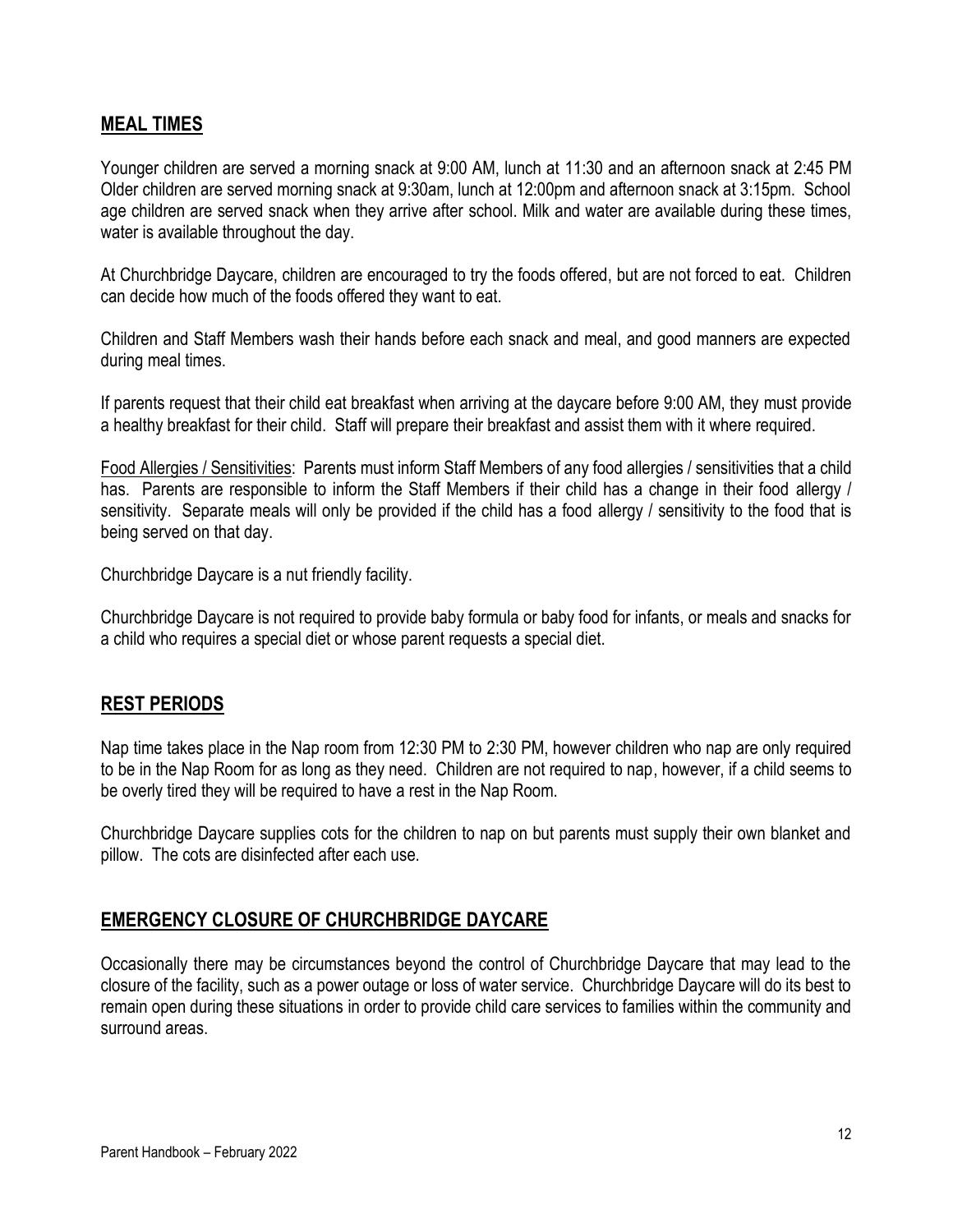## **MEAL TIMES**

Younger children are served a morning snack at 9:00 AM, lunch at 11:30 and an afternoon snack at 2:45 PM Older children are served morning snack at 9:30am, lunch at 12:00pm and afternoon snack at 3:15pm. School age children are served snack when they arrive after school. Milk and water are available during these times, water is available throughout the day.

At Churchbridge Daycare, children are encouraged to try the foods offered, but are not forced to eat. Children can decide how much of the foods offered they want to eat.

Children and Staff Members wash their hands before each snack and meal, and good manners are expected during meal times.

If parents request that their child eat breakfast when arriving at the daycare before 9:00 AM, they must provide a healthy breakfast for their child. Staff will prepare their breakfast and assist them with it where required.

<u>Food Allergies / Sensitivities</u>: Parents must inform Staff Members of any food allergies / sensitivities that a child has. Parents are responsible to inform the Staff Members if their child has a change in their food allergy / sensitivity. Separate meals will only be provided if the child has a food allergy / sensitivity to the food that is being served on that day.

Churchbridge Daycare is a nut friendly facility.

Churchbridge Daycare is not required to provide baby formula or baby food for infants, or meals and snacks for a child who requires a special diet or whose parent requests a special diet.

## **REST PERIODS**

Nap time takes place in the Nap room from 12:30 PM to 2:30 PM, however children who nap are only required to be in the Nap Room for as long as they need. Children are not required to nap, however, if a child seems to be overly tired they will be required to have a rest in the Nap Room.

Churchbridge Daycare supplies cots for the children to nap on but parents must supply their own blanket and pillow. The cots are disinfected after each use.

## **EMERGENCY CLOSURE OF CHURCHBRIDGE DAYCARE**

Occasionally there may be circumstances beyond the control of Churchbridge Daycare that may lead to the closure of the facility, such as a power outage or loss of water service. Churchbridge Daycare will do its best to remain open during these situations in order to provide child care services to families within the community and surround areas.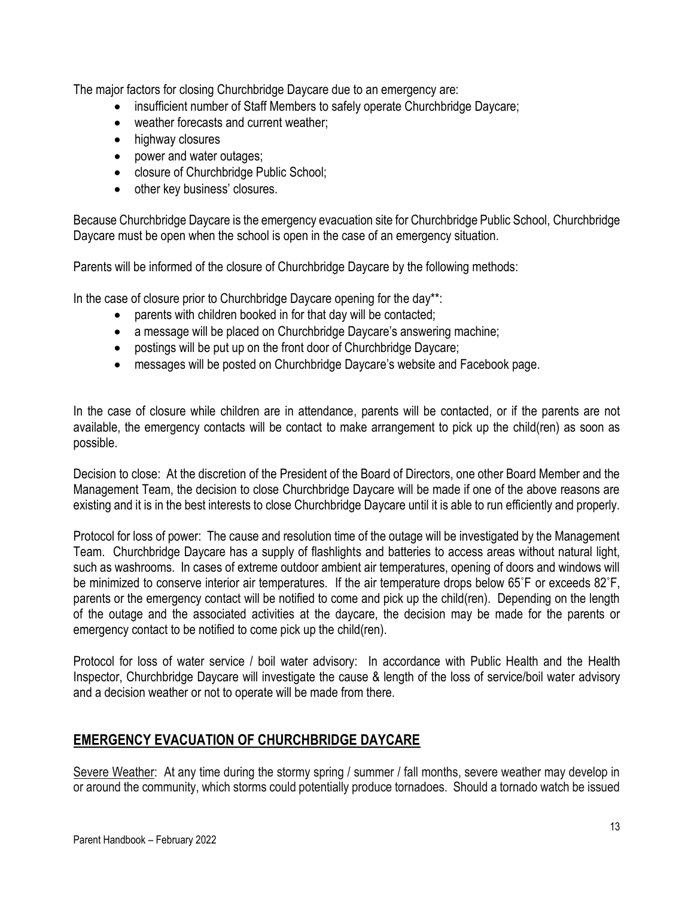The major factors for closing Churchbridge Daycare due to an emergency are:

- insufficient number of Staff Members to safely operate Churchbridge Daycare;
- weather forecasts and current weather;
- highway closures
- power and water outages;
- closure of Churchbridge Public School;
- other key business' closures.

Because Churchbridge Daycare is the emergency evacuation site for Churchbridge Public School, Churchbridge Daycare must be open when the school is open in the case of an emergency situation.

Parents will be informed of the closure of Churchbridge Daycare by the following methods:

In the case of closure prior to Churchbridge Daycare opening for the day**:

- parents with children booked in for that day will be contacted;
- a message will be placed on Churchbridge Daycare's answering machine;
- postings will be put up on the front door of Churchbridge Daycare;
- messages will be posted on Churchbridge Daycare's website and Facebook page.

In the case of closure while children are in attendance, parents will be contacted, or if the parents are not available, the emergency contacts will be contact to make arrangement to pick up the child(ren) as soon as possible.

Decision to close: At the discretion of the President of the Board of Directors, one other Board Member and the Management Team, the decision to close Churchbridge Daycare will be made if one of the above reasons are existing and it is in the best interests to close Churchbridge Daycare until it is able to run efficiently and properly.

Protocol for loss of power: The cause and resolution time of the outage will be investigated by the Management Team. Churchbridge Daycare has a supply of flashlights and batteries to access areas without natural light, such as washrooms. In cases of extreme outdoor ambient air temperatures, opening of doors and windows will be minimized to conserve interior air temperatures. If the air temperature drops below 65˚F or exceeds 82˚F, parents or the emergency contact will be notified to come and pick up the child(ren). Depending on the length of the outage and the associated activities at the daycare, the decision may be made for the parents or emergency contact to be notified to come pick up the child(ren).

Protocol for loss of water service / boil water advisory: In accordance with Public Health and the Health Inspector, Churchbridge Daycare will investigate the cause & length of the loss of service/boil water advisory and a decision weather or not to operate will be made from there.

## EMERGENCY EVACUATION OF CHURCHBRIDGE DAYCARE

Severe Weather: At any time during the stormy spring / summer / fall months, severe weather may develop in or around the community, which storms could potentially produce tornadoes. Should a tornado watch be issued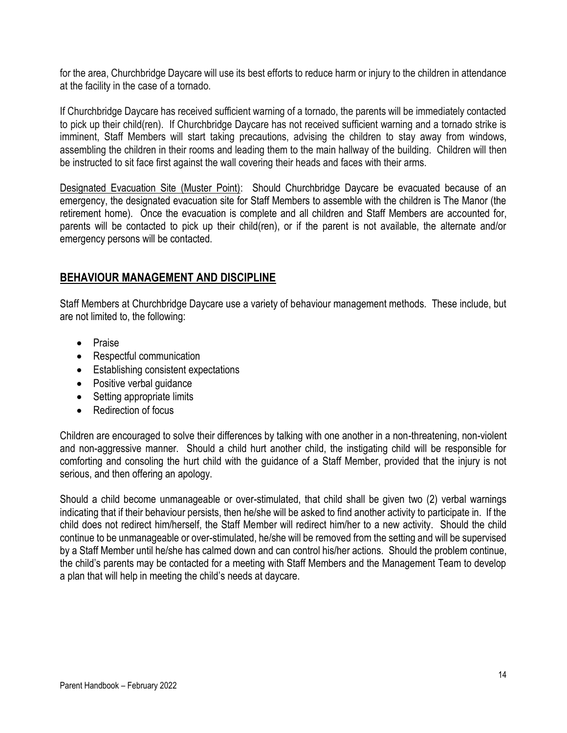for the area, Churchbridge Daycare will use its best efforts to reduce harm or injury to the children in attendance at the facility in the case of a tornado.

If Churchbridge Daycare has received sufficient warning of a tornado, the parents will be immediately contacted to pick up their child(ren). If Churchbridge Daycare has not received sufficient warning and a tornado strike is imminent, Staff Members will start taking precautions, advising the children to stay away from windows, assembling the children in their rooms and leading them to the main hallway of the building. Children will then be instructed to sit face first against the wall covering their heads and faces with their arms.

<u>Designated Evacuation Site (Muster Point)</u>: Should Churchbridge Daycare be evacuated because of an emergency, the designated evacuation site for Staff Members to assemble with the children is The Manor (the retirement home). Once the evacuation is complete and all children and Staff Members are accounted for, parents will be contacted to pick up their child(ren), or if the parent is not available, the alternate and/or emergency persons will be contacted.

## BEHAVIOUR MANAGEMENT AND DISCIPLINE

Staff Members at Churchbridge Daycare use a variety of behaviour management methods. These include, but are not limited to, the following:

- Praise
- Respectful communication
- Establishing consistent expectations
- Positive verbal guidance
- Setting appropriate limits
- Redirection of focus

Children are encouraged to solve their differences by talking with one another in a non-threatening, non-violent and non-aggressive manner. Should a child hurt another child, the instigating child will be responsible for comforting and consoling the hurt child with the guidance of a Staff Member, provided that the injury is not serious, and then offering an apology.

Should a child become unmanageable or over-stimulated, that child shall be given two (2) verbal warnings indicating that if their behaviour persists, then he/she will be asked to find another activity to participate in. If the child does not redirect him/herself, the Staff Member will redirect him/her to a new activity. Should the child continue to be unmanageable or over-stimulated, he/she will be removed from the setting and will be supervised by a Staff Member until he/she has calmed down and can control his/her actions. Should the problem continue, the child's parents may be contacted for a meeting with Staff Members and the Management Team to develop a plan that will help in meeting the child's needs at daycare.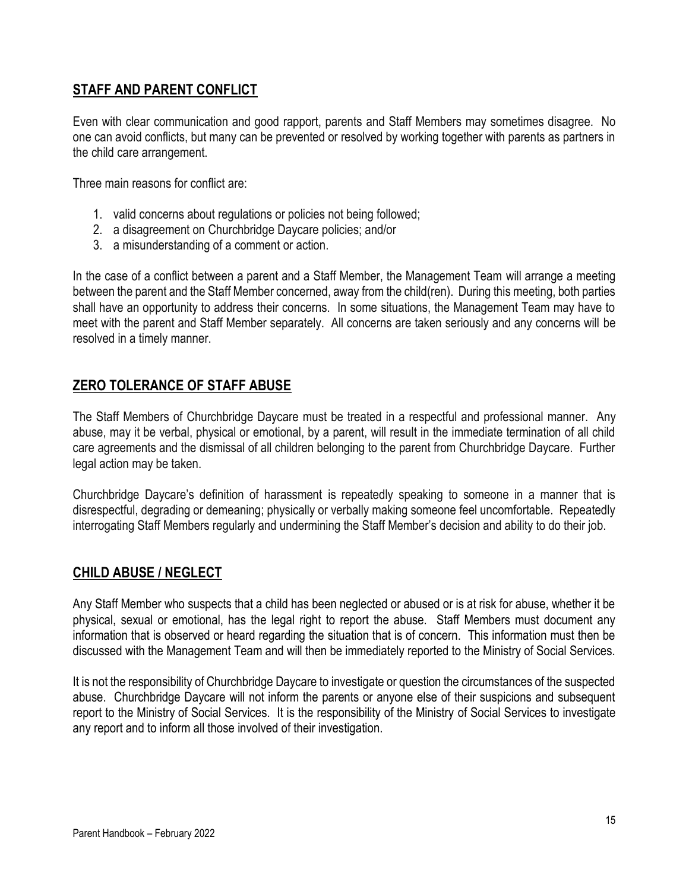## STAFF AND PARENT CONFLICT

Even with clear communication and good rapport, parents and Staff Members may sometimes disagree. No one can avoid conflicts, but many can be prevented or resolved by working together with parents as partners in the child care arrangement.

Three main reasons for conflict are:

1. valid concerns about regulations or policies not being followed;
2. a disagreement on Churchbridge Daycare policies; and/or
3. a misunderstanding of a comment or action.

In the case of a conflict between a parent and a Staff Member, the Management Team will arrange a meeting between the parent and the Staff Member concerned, away from the child(ren). During this meeting, both parties shall have an opportunity to address their concerns. In some situations, the Management Team may have to meet with the parent and Staff Member separately. All concerns are taken seriously and any concerns will be resolved in a timely manner.

## ZERO TOLERANCE OF STAFF ABUSE

The Staff Members of Churchbridge Daycare must be treated in a respectful and professional manner. Any abuse, may it be verbal, physical or emotional, by a parent, will result in the immediate termination of all child care agreements and the dismissal of all children belonging to the parent from Churchbridge Daycare. Further legal action may be taken.

Churchbridge Daycare's definition of harassment is repeatedly speaking to someone in a manner that is disrespectful, degrading or demeaning; physically or verbally making someone feel uncomfortable. Repeatedly interrogating Staff Members regularly and undermining the Staff Member's decision and ability to do their job.

## CHILD ABUSE / NEGLECT

Any Staff Member who suspects that a child has been neglected or abused or is at risk for abuse, whether it be physical, sexual or emotional, has the legal right to report the abuse. Staff Members must document any information that is observed or heard regarding the situation that is of concern. This information must then be discussed with the Management Team and will then be immediately reported to the Ministry of Social Services.

It is not the responsibility of Churchbridge Daycare to investigate or question the circumstances of the suspected abuse. Churchbridge Daycare will not inform the parents or anyone else of their suspicions and subsequent report to the Ministry of Social Services. It is the responsibility of the Ministry of Social Services to investigate any report and to inform all those involved of their investigation.